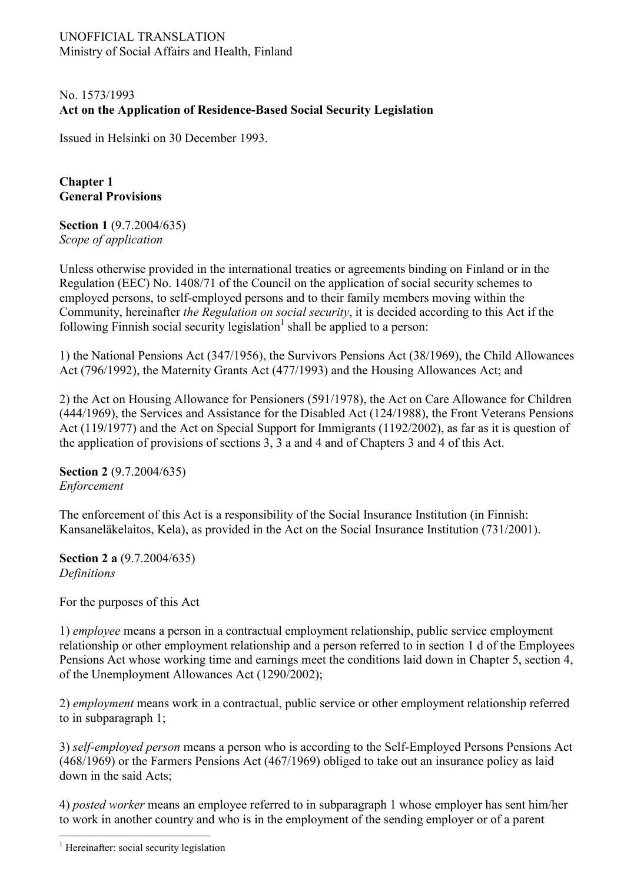UNOFFICIAL TRANSLATION
Ministry of Social Affairs and Health, Finland

No. 1573/1993
**Act on the Application of Residence-Based Social Security Legislation**

Issued in Helsinki on 30 December 1993.

## Chapter 1
## General Provisions

**Section 1** (9.7.2004/635)
*Scope of application*

Unless otherwise provided in the international treaties or agreements binding on Finland or in the Regulation (EEC) No. 1408/71 of the Council on the application of social security schemes to employed persons, to self-employed persons and to their family members moving within the Community, hereinafter *the Regulation on social security*, it is decided according to this Act if the following Finnish social security legislation[1] shall be applied to a person:

1) the National Pensions Act (347/1956), the Survivors Pensions Act (38/1969), the Child Allowances Act (796/1992), the Maternity Grants Act (477/1993) and the Housing Allowances Act; and

2) the Act on Housing Allowance for Pensioners (591/1978), the Act on Care Allowance for Children (444/1969), the Services and Assistance for the Disabled Act (124/1988), the Front Veterans Pensions Act (119/1977) and the Act on Special Support for Immigrants (1192/2002), as far as it is question of the application of provisions of sections 3, 3 a and 4 and of Chapters 3 and 4 of this Act.

**Section 2** (9.7.2004/635)
*Enforcement*

The enforcement of this Act is a responsibility of the Social Insurance Institution (in Finnish: Kansaneläkelaitos, Kela), as provided in the Act on the Social Insurance Institution (731/2001).

**Section 2 a** (9.7.2004/635)
*Definitions*

For the purposes of this Act

1) *employee* means a person in a contractual employment relationship, public service employment relationship or other employment relationship and a person referred to in section 1 d of the Employees Pensions Act whose working time and earnings meet the conditions laid down in Chapter 5, section 4, of the Unemployment Allowances Act (1290/2002);

2) *employment* means work in a contractual, public service or other employment relationship referred to in subparagraph 1;

3) *self-employed person* means a person who is according to the Self-Employed Persons Pensions Act (468/1969) or the Farmers Pensions Act (467/1969) obliged to take out an insurance policy as laid down in the said Acts;

4) *posted worker* means an employee referred to in subparagraph 1 whose employer has sent him/her to work in another country and who is in the employment of the sending employer or of a parent

---

[1] Hereinafter: social security legislation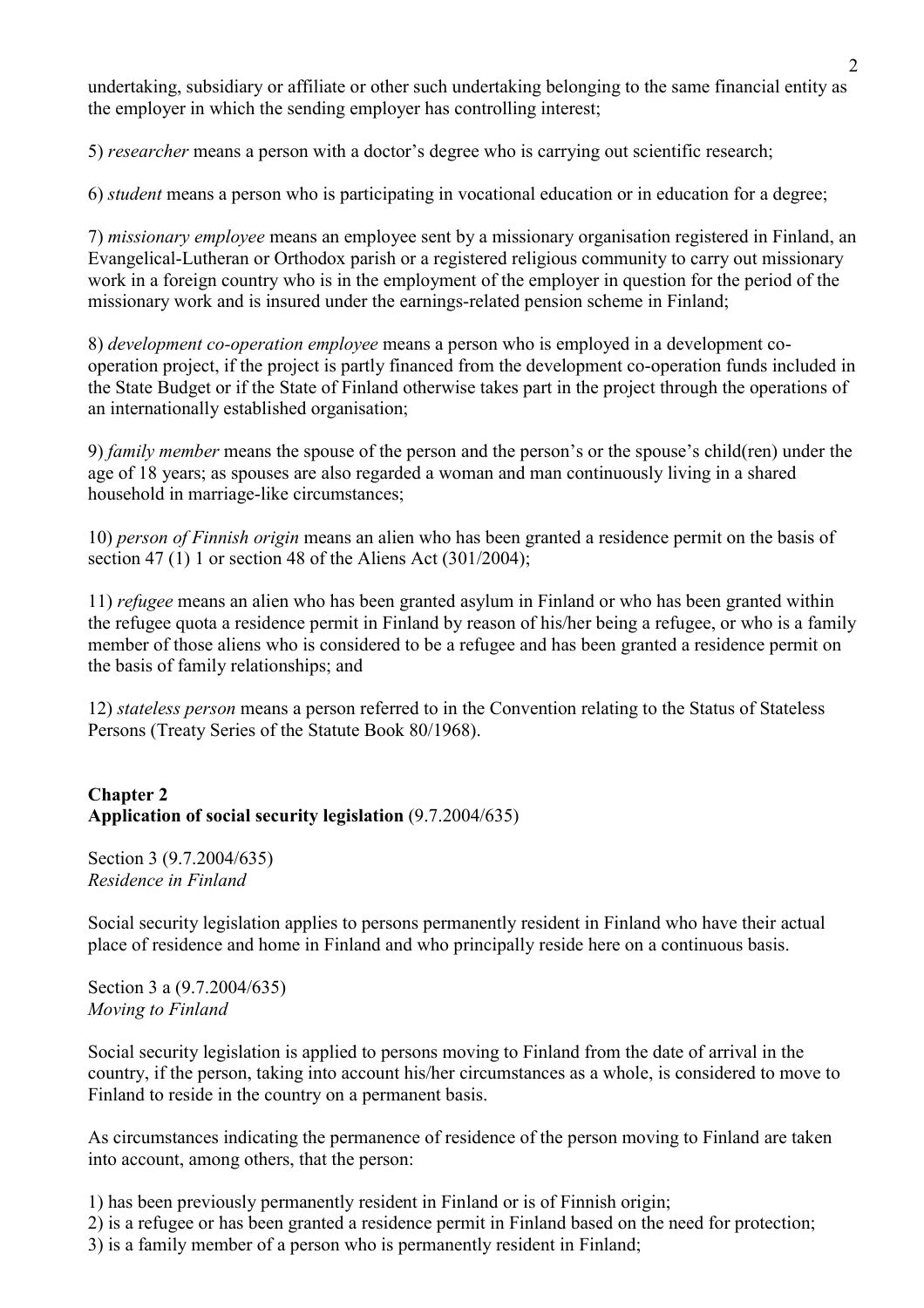undertaking, subsidiary or affiliate or other such undertaking belonging to the same financial entity as the employer in which the sending employer has controlling interest;

5) *researcher* means a person with a doctor's degree who is carrying out scientific research;

6) *student* means a person who is participating in vocational education or in education for a degree;

7) *missionary employee* means an employee sent by a missionary organisation registered in Finland, an Evangelical-Lutheran or Orthodox parish or a registered religious community to carry out missionary work in a foreign country who is in the employment of the employer in question for the period of the missionary work and is insured under the earnings-related pension scheme in Finland;

8) *development co-operation employee* means a person who is employed in a development co-operation project, if the project is partly financed from the development co-operation funds included in the State Budget or if the State of Finland otherwise takes part in the project through the operations of an internationally established organisation;

9) *family member* means the spouse of the person and the person's or the spouse's child(ren) under the age of 18 years; as spouses are also regarded a woman and man continuously living in a shared household in marriage-like circumstances;

10) *person of Finnish origin* means an alien who has been granted a residence permit on the basis of section 47 (1) 1 or section 48 of the Aliens Act (301/2004);

11) *refugee* means an alien who has been granted asylum in Finland or who has been granted within the refugee quota a residence permit in Finland by reason of his/her being a refugee, or who is a family member of those aliens who is considered to be a refugee and has been granted a residence permit on the basis of family relationships; and

12) *stateless person* means a person referred to in the Convention relating to the Status of Stateless Persons (Treaty Series of the Statute Book 80/1968).

## Chapter 2
## Application of social security legislation (9.7.2004/635)

Section 3 (9.7.2004/635)
*Residence in Finland*

Social security legislation applies to persons permanently resident in Finland who have their actual place of residence and home in Finland and who principally reside here on a continuous basis.

Section 3 a (9.7.2004/635)
*Moving to Finland*

Social security legislation is applied to persons moving to Finland from the date of arrival in the country, if the person, taking into account his/her circumstances as a whole, is considered to move to Finland to reside in the country on a permanent basis.

As circumstances indicating the permanence of residence of the person moving to Finland are taken into account, among others, that the person:

1) has been previously permanently resident in Finland or is of Finnish origin;
2) is a refugee or has been granted a residence permit in Finland based on the need for protection;
3) is a family member of a person who is permanently resident in Finland;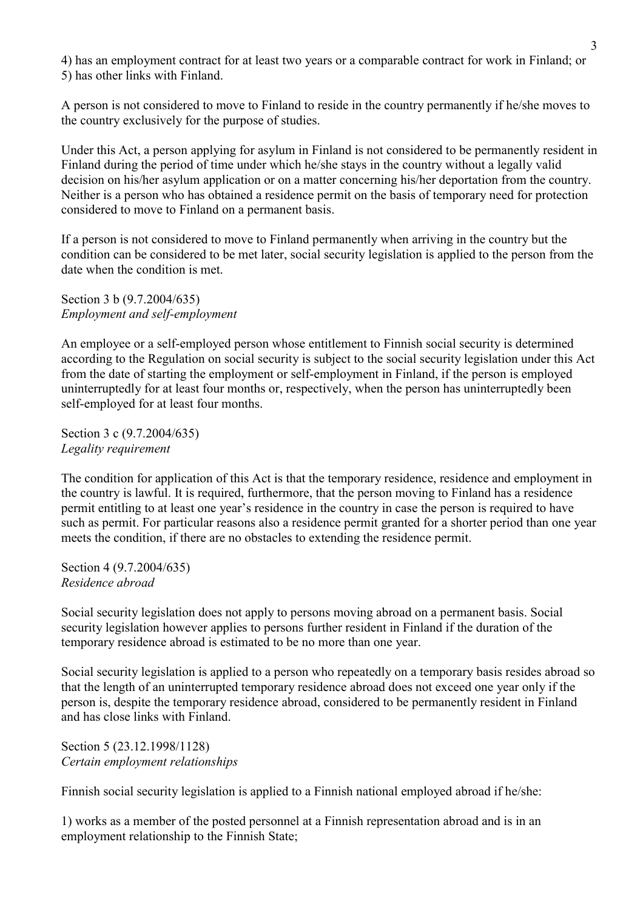4) has an employment contract for at least two years or a comparable contract for work in Finland; or
5) has other links with Finland.

A person is not considered to move to Finland to reside in the country permanently if he/she moves to the country exclusively for the purpose of studies.

Under this Act, a person applying for asylum in Finland is not considered to be permanently resident in Finland during the period of time under which he/she stays in the country without a legally valid decision on his/her asylum application or on a matter concerning his/her deportation from the country. Neither is a person who has obtained a residence permit on the basis of temporary need for protection considered to move to Finland on a permanent basis.

If a person is not considered to move to Finland permanently when arriving in the country but the condition can be considered to be met later, social security legislation is applied to the person from the date when the condition is met.

Section 3 b (9.7.2004/635)
*Employment and self-employment*

An employee or a self-employed person whose entitlement to Finnish social security is determined according to the Regulation on social security is subject to the social security legislation under this Act from the date of starting the employment or self-employment in Finland, if the person is employed uninterruptedly for at least four months or, respectively, when the person has uninterruptedly been self-employed for at least four months.

Section 3 c (9.7.2004/635)
*Legality requirement*

The condition for application of this Act is that the temporary residence, residence and employment in the country is lawful. It is required, furthermore, that the person moving to Finland has a residence permit entitling to at least one year's residence in the country in case the person is required to have such as permit. For particular reasons also a residence permit granted for a shorter period than one year meets the condition, if there are no obstacles to extending the residence permit.

Section 4 (9.7.2004/635)
*Residence abroad*

Social security legislation does not apply to persons moving abroad on a permanent basis. Social security legislation however applies to persons further resident in Finland if the duration of the temporary residence abroad is estimated to be no more than one year.

Social security legislation is applied to a person who repeatedly on a temporary basis resides abroad so that the length of an uninterrupted temporary residence abroad does not exceed one year only if the person is, despite the temporary residence abroad, considered to be permanently resident in Finland and has close links with Finland.

Section 5 (23.12.1998/1128)
*Certain employment relationships*

Finnish social security legislation is applied to a Finnish national employed abroad if he/she:

1) works as a member of the posted personnel at a Finnish representation abroad and is in an employment relationship to the Finnish State;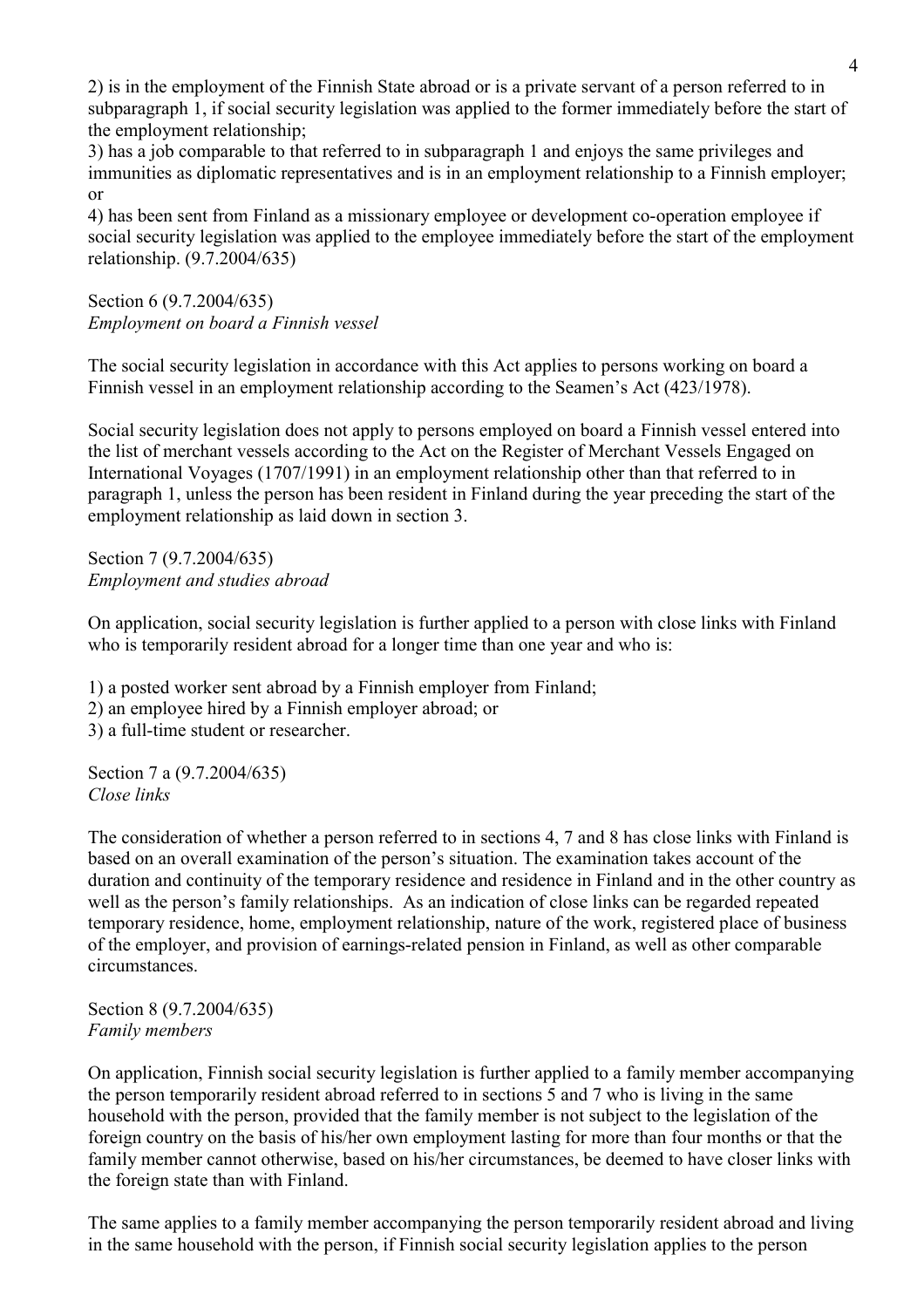2) is in the employment of the Finnish State abroad or is a private servant of a person referred to in subparagraph 1, if social security legislation was applied to the former immediately before the start of the employment relationship;

3) has a job comparable to that referred to in subparagraph 1 and enjoys the same privileges and immunities as diplomatic representatives and is in an employment relationship to a Finnish employer; or

4) has been sent from Finland as a missionary employee or development co-operation employee if social security legislation was applied to the employee immediately before the start of the employment relationship. (9.7.2004/635)

Section 6 (9.7.2004/635)
*Employment on board a Finnish vessel*

The social security legislation in accordance with this Act applies to persons working on board a Finnish vessel in an employment relationship according to the Seamen's Act (423/1978).

Social security legislation does not apply to persons employed on board a Finnish vessel entered into the list of merchant vessels according to the Act on the Register of Merchant Vessels Engaged on International Voyages (1707/1991) in an employment relationship other than that referred to in paragraph 1, unless the person has been resident in Finland during the year preceding the start of the employment relationship as laid down in section 3.

Section 7 (9.7.2004/635)
*Employment and studies abroad*

On application, social security legislation is further applied to a person with close links with Finland who is temporarily resident abroad for a longer time than one year and who is:

1) a posted worker sent abroad by a Finnish employer from Finland;
2) an employee hired by a Finnish employer abroad; or
3) a full-time student or researcher.

Section 7 a (9.7.2004/635)
*Close links*

The consideration of whether a person referred to in sections 4, 7 and 8 has close links with Finland is based on an overall examination of the person's situation. The examination takes account of the duration and continuity of the temporary residence and residence in Finland and in the other country as well as the person's family relationships. As an indication of close links can be regarded repeated temporary residence, home, employment relationship, nature of the work, registered place of business of the employer, and provision of earnings-related pension in Finland, as well as other comparable circumstances.

Section 8 (9.7.2004/635)
*Family members*

On application, Finnish social security legislation is further applied to a family member accompanying the person temporarily resident abroad referred to in sections 5 and 7 who is living in the same household with the person, provided that the family member is not subject to the legislation of the foreign country on the basis of his/her own employment lasting for more than four months or that the family member cannot otherwise, based on his/her circumstances, be deemed to have closer links with the foreign state than with Finland.

The same applies to a family member accompanying the person temporarily resident abroad and living in the same household with the person, if Finnish social security legislation applies to the person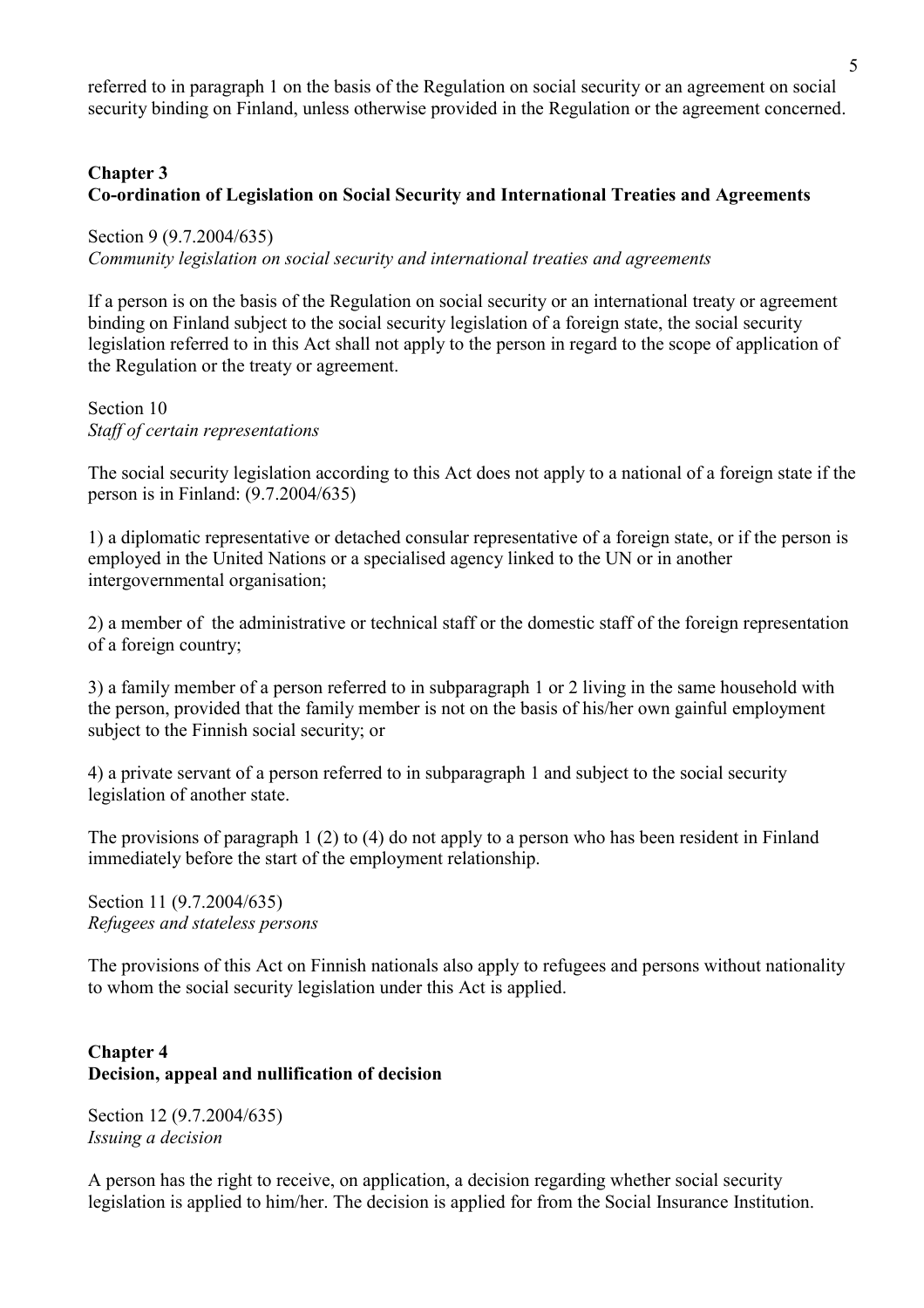referred to in paragraph 1 on the basis of the Regulation on social security or an agreement on social security binding on Finland, unless otherwise provided in the Regulation or the agreement concerned.

## Chapter 3
## Co-ordination of Legislation on Social Security and International Treaties and Agreements

Section 9 (9.7.2004/635)
*Community legislation on social security and international treaties and agreements*

If a person is on the basis of the Regulation on social security or an international treaty or agreement binding on Finland subject to the social security legislation of a foreign state, the social security legislation referred to in this Act shall not apply to the person in regard to the scope of application of the Regulation or the treaty or agreement.

Section 10
*Staff of certain representations*

The social security legislation according to this Act does not apply to a national of a foreign state if the person is in Finland: (9.7.2004/635)

1) a diplomatic representative or detached consular representative of a foreign state, or if the person is employed in the United Nations or a specialised agency linked to the UN or in another intergovernmental organisation;

2) a member of the administrative or technical staff or the domestic staff of the foreign representation of a foreign country;

3) a family member of a person referred to in subparagraph 1 or 2 living in the same household with the person, provided that the family member is not on the basis of his/her own gainful employment subject to the Finnish social security; or

4) a private servant of a person referred to in subparagraph 1 and subject to the social security legislation of another state.

The provisions of paragraph 1 (2) to (4) do not apply to a person who has been resident in Finland immediately before the start of the employment relationship.

Section 11 (9.7.2004/635)
*Refugees and stateless persons*

The provisions of this Act on Finnish nationals also apply to refugees and persons without nationality to whom the social security legislation under this Act is applied.

## Chapter 4
## Decision, appeal and nullification of decision

Section 12 (9.7.2004/635)
*Issuing a decision*

A person has the right to receive, on application, a decision regarding whether social security legislation is applied to him/her. The decision is applied for from the Social Insurance Institution.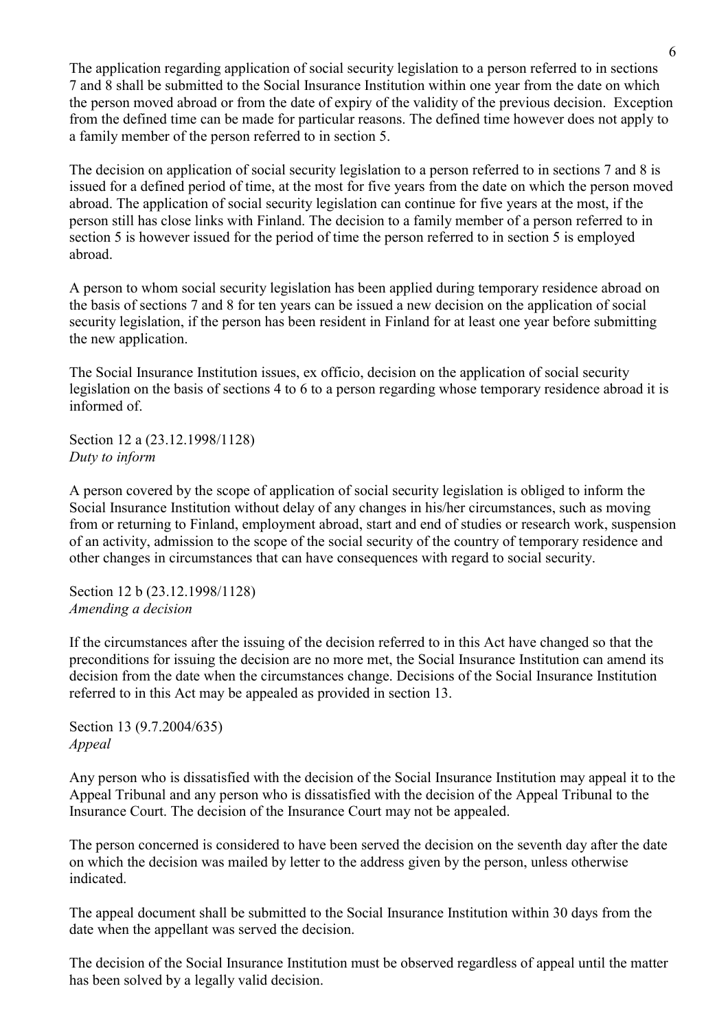The application regarding application of social security legislation to a person referred to in sections 7 and 8 shall be submitted to the Social Insurance Institution within one year from the date on which the person moved abroad or from the date of expiry of the validity of the previous decision. Exception from the defined time can be made for particular reasons. The defined time however does not apply to a family member of the person referred to in section 5.

The decision on application of social security legislation to a person referred to in sections 7 and 8 is issued for a defined period of time, at the most for five years from the date on which the person moved abroad. The application of social security legislation can continue for five years at the most, if the person still has close links with Finland. The decision to a family member of a person referred to in section 5 is however issued for the period of time the person referred to in section 5 is employed abroad.

A person to whom social security legislation has been applied during temporary residence abroad on the basis of sections 7 and 8 for ten years can be issued a new decision on the application of social security legislation, if the person has been resident in Finland for at least one year before submitting the new application.

The Social Insurance Institution issues, ex officio, decision on the application of social security legislation on the basis of sections 4 to 6 to a person regarding whose temporary residence abroad it is informed of.

Section 12 a (23.12.1998/1128)
*Duty to inform*

A person covered by the scope of application of social security legislation is obliged to inform the Social Insurance Institution without delay of any changes in his/her circumstances, such as moving from or returning to Finland, employment abroad, start and end of studies or research work, suspension of an activity, admission to the scope of the social security of the country of temporary residence and other changes in circumstances that can have consequences with regard to social security.

Section 12 b (23.12.1998/1128)
*Amending a decision*

If the circumstances after the issuing of the decision referred to in this Act have changed so that the preconditions for issuing the decision are no more met, the Social Insurance Institution can amend its decision from the date when the circumstances change. Decisions of the Social Insurance Institution referred to in this Act may be appealed as provided in section 13.

Section 13 (9.7.2004/635)
*Appeal*

Any person who is dissatisfied with the decision of the Social Insurance Institution may appeal it to the Appeal Tribunal and any person who is dissatisfied with the decision of the Appeal Tribunal to the Insurance Court. The decision of the Insurance Court may not be appealed.

The person concerned is considered to have been served the decision on the seventh day after the date on which the decision was mailed by letter to the address given by the person, unless otherwise indicated.

The appeal document shall be submitted to the Social Insurance Institution within 30 days from the date when the appellant was served the decision.

The decision of the Social Insurance Institution must be observed regardless of appeal until the matter has been solved by a legally valid decision.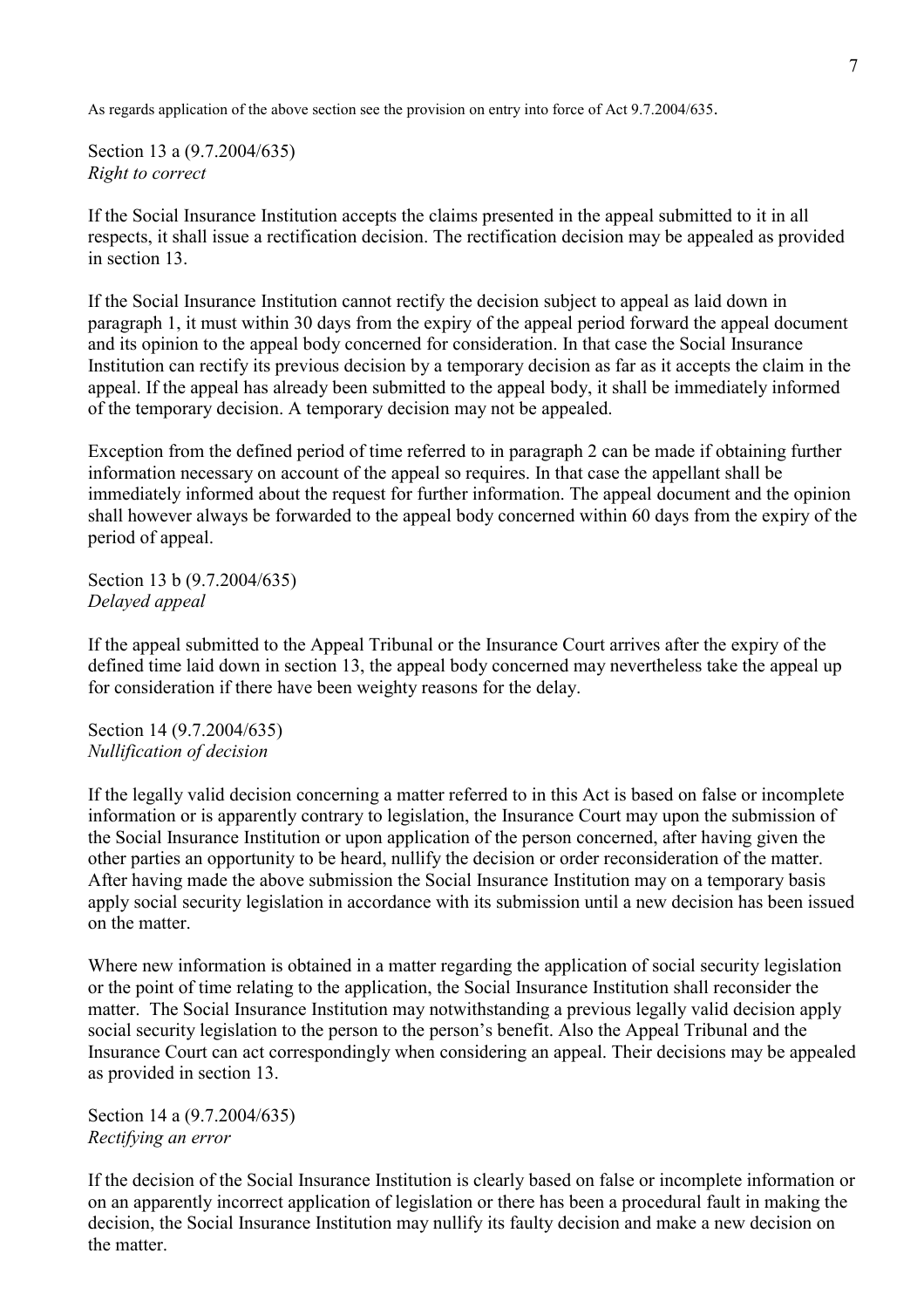As regards application of the above section see the provision on entry into force of Act 9.7.2004/635.

Section 13 a (9.7.2004/635)
*Right to correct*

If the Social Insurance Institution accepts the claims presented in the appeal submitted to it in all respects, it shall issue a rectification decision. The rectification decision may be appealed as provided in section 13.

If the Social Insurance Institution cannot rectify the decision subject to appeal as laid down in paragraph 1, it must within 30 days from the expiry of the appeal period forward the appeal document and its opinion to the appeal body concerned for consideration. In that case the Social Insurance Institution can rectify its previous decision by a temporary decision as far as it accepts the claim in the appeal. If the appeal has already been submitted to the appeal body, it shall be immediately informed of the temporary decision. A temporary decision may not be appealed.

Exception from the defined period of time referred to in paragraph 2 can be made if obtaining further information necessary on account of the appeal so requires. In that case the appellant shall be immediately informed about the request for further information. The appeal document and the opinion shall however always be forwarded to the appeal body concerned within 60 days from the expiry of the period of appeal.

Section 13 b (9.7.2004/635)
*Delayed appeal*

If the appeal submitted to the Appeal Tribunal or the Insurance Court arrives after the expiry of the defined time laid down in section 13, the appeal body concerned may nevertheless take the appeal up for consideration if there have been weighty reasons for the delay.

Section 14 (9.7.2004/635)
*Nullification of decision*

If the legally valid decision concerning a matter referred to in this Act is based on false or incomplete information or is apparently contrary to legislation, the Insurance Court may upon the submission of the Social Insurance Institution or upon application of the person concerned, after having given the other parties an opportunity to be heard, nullify the decision or order reconsideration of the matter. After having made the above submission the Social Insurance Institution may on a temporary basis apply social security legislation in accordance with its submission until a new decision has been issued on the matter.

Where new information is obtained in a matter regarding the application of social security legislation or the point of time relating to the application, the Social Insurance Institution shall reconsider the matter. The Social Insurance Institution may notwithstanding a previous legally valid decision apply social security legislation to the person to the person's benefit. Also the Appeal Tribunal and the Insurance Court can act correspondingly when considering an appeal. Their decisions may be appealed as provided in section 13.

Section 14 a (9.7.2004/635)
*Rectifying an error*

If the decision of the Social Insurance Institution is clearly based on false or incomplete information or on an apparently incorrect application of legislation or there has been a procedural fault in making the decision, the Social Insurance Institution may nullify its faulty decision and make a new decision on the matter.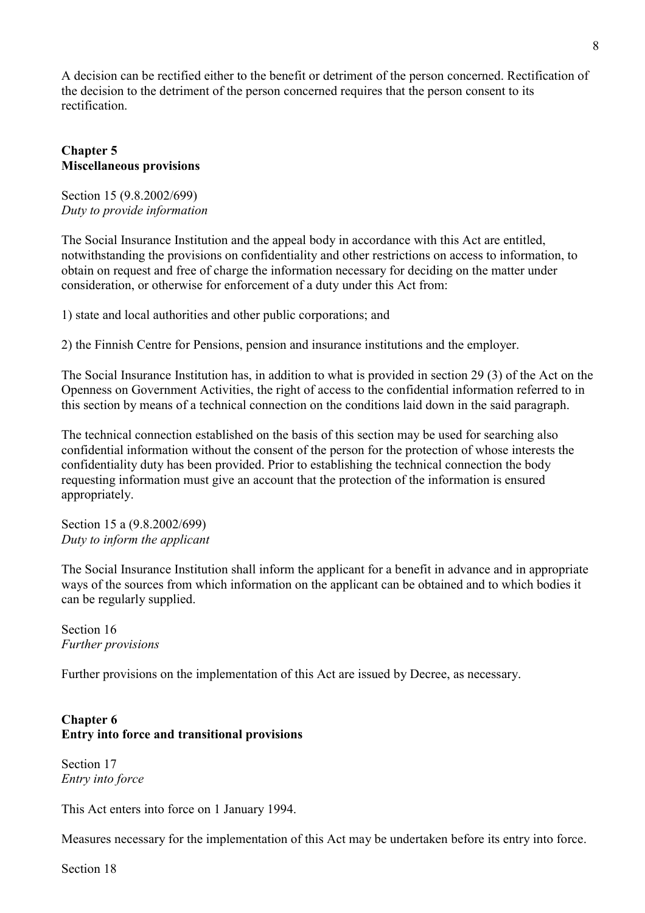A decision can be rectified either to the benefit or detriment of the person concerned. Rectification of the decision to the detriment of the person concerned requires that the person consent to its rectification.

## Chapter 5
## Miscellaneous provisions

Section 15 (9.8.2002/699)
*Duty to provide information*

The Social Insurance Institution and the appeal body in accordance with this Act are entitled, notwithstanding the provisions on confidentiality and other restrictions on access to information, to obtain on request and free of charge the information necessary for deciding on the matter under consideration, or otherwise for enforcement of a duty under this Act from:

1) state and local authorities and other public corporations; and

2) the Finnish Centre for Pensions, pension and insurance institutions and the employer.

The Social Insurance Institution has, in addition to what is provided in section 29 (3) of the Act on the Openness on Government Activities, the right of access to the confidential information referred to in this section by means of a technical connection on the conditions laid down in the said paragraph.

The technical connection established on the basis of this section may be used for searching also confidential information without the consent of the person for the protection of whose interests the confidentiality duty has been provided. Prior to establishing the technical connection the body requesting information must give an account that the protection of the information is ensured appropriately.

Section 15 a (9.8.2002/699)
*Duty to inform the applicant*

The Social Insurance Institution shall inform the applicant for a benefit in advance and in appropriate ways of the sources from which information on the applicant can be obtained and to which bodies it can be regularly supplied.

Section 16
*Further provisions*

Further provisions on the implementation of this Act are issued by Decree, as necessary.

## Chapter 6
## Entry into force and transitional provisions

Section 17
*Entry into force*

This Act enters into force on 1 January 1994.

Measures necessary for the implementation of this Act may be undertaken before its entry into force.

Section 18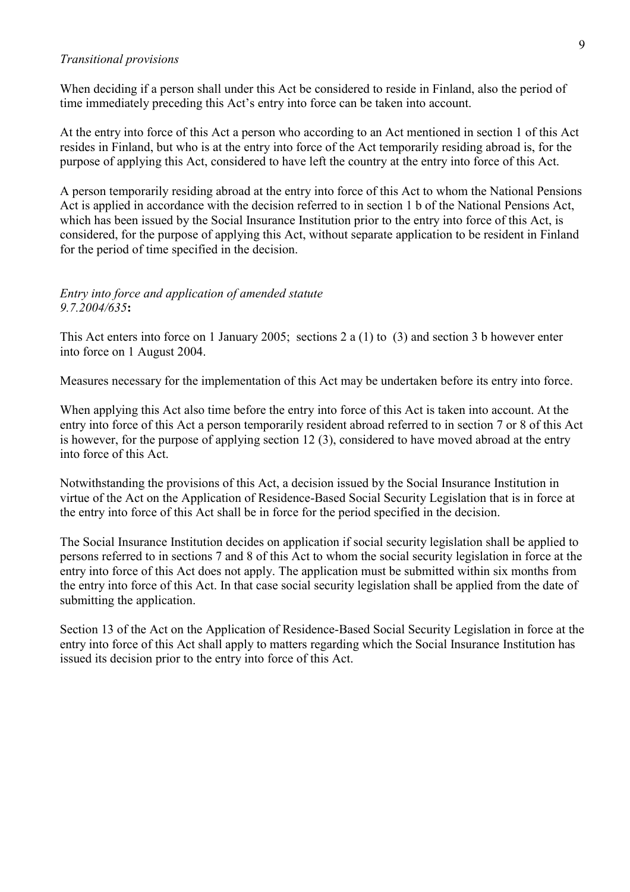*Transitional provisions*

When deciding if a person shall under this Act be considered to reside in Finland, also the period of time immediately preceding this Act's entry into force can be taken into account.

At the entry into force of this Act a person who according to an Act mentioned in section 1 of this Act resides in Finland, but who is at the entry into force of the Act temporarily residing abroad is, for the purpose of applying this Act, considered to have left the country at the entry into force of this Act.

A person temporarily residing abroad at the entry into force of this Act to whom the National Pensions Act is applied in accordance with the decision referred to in section 1 b of the National Pensions Act, which has been issued by the Social Insurance Institution prior to the entry into force of this Act, is considered, for the purpose of applying this Act, without separate application to be resident in Finland for the period of time specified in the decision.

*Entry into force and application of amended statute*
*9.7.2004/635***:**

This Act enters into force on 1 January 2005; sections 2 a (1) to (3) and section 3 b however enter into force on 1 August 2004.

Measures necessary for the implementation of this Act may be undertaken before its entry into force.

When applying this Act also time before the entry into force of this Act is taken into account. At the entry into force of this Act a person temporarily resident abroad referred to in section 7 or 8 of this Act is however, for the purpose of applying section 12 (3), considered to have moved abroad at the entry into force of this Act.

Notwithstanding the provisions of this Act, a decision issued by the Social Insurance Institution in virtue of the Act on the Application of Residence-Based Social Security Legislation that is in force at the entry into force of this Act shall be in force for the period specified in the decision.

The Social Insurance Institution decides on application if social security legislation shall be applied to persons referred to in sections 7 and 8 of this Act to whom the social security legislation in force at the entry into force of this Act does not apply. The application must be submitted within six months from the entry into force of this Act. In that case social security legislation shall be applied from the date of submitting the application.

Section 13 of the Act on the Application of Residence-Based Social Security Legislation in force at the entry into force of this Act shall apply to matters regarding which the Social Insurance Institution has issued its decision prior to the entry into force of this Act.